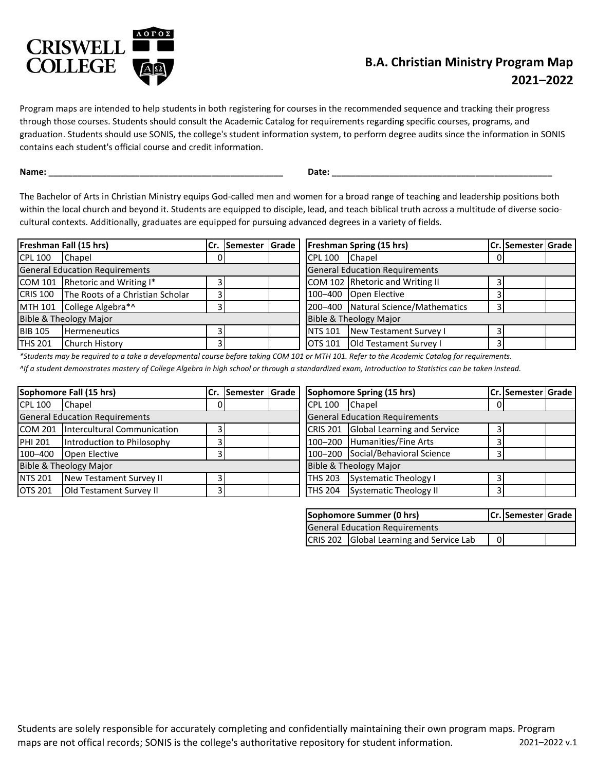CRISWELL COLLEGE

# B.A. Christian Ministry Program Map 2021–2022

Program maps are intended to help students in both registering for courses in the recommended sequence and tracking their progress through those courses. Students should consult the Academic Catalog for requirements regarding specific courses, programs, and graduation. Students should use SONIS, the college's student information system, to perform degree audits since the information in SONIS contains each student's official course and credit information.

**Name:** ______________________________________________ **Date:** ______________________________________________

The Bachelor of Arts in Christian Ministry equips God-called men and women for a broad range of teaching and leadership positions both within the local church and beyond it. Students are equipped to disciple, lead, and teach biblical truth across a multitude of diverse socio-cultural contexts. Additionally, graduates are equipped for pursuing advanced degrees in a variety of fields.

| Freshman Fall (15 hrs) | | Cr. | Semester | Grade |
|---|---|---|---|---|
| CPL 100 | Chapel | 0 | | |
| General Education Requirements | | | | |
| COM 101 | Rhetoric and Writing I* | 3 | | |
| CRIS 100 | The Roots of a Christian Scholar | 3 | | |
| MTH 101 | College Algebra*^ | 3 | | |
| Bible & Theology Major | | | | |
| BIB 105 | Hermeneutics | 3 | | |
| THS 201 | Church History | 3 | | |

| Freshman Spring (15 hrs) | | Cr. | Semester | Grade |
|---|---|---|---|---|
| CPL 100 | Chapel | 0 | | |
| General Education Requirements | | | | |
| COM 102 | Rhetoric and Writing II | 3 | | |
| 100–400 | Open Elective | 3 | | |
| 200–400 | Natural Science/Mathematics | 3 | | |
| Bible & Theology Major | | | | |
| NTS 101 | New Testament Survey I | 3 | | |
| OTS 101 | Old Testament Survey I | 3 | | |

*\*Students may be required to a take a developmental course before taking COM 101 or MTH 101. Refer to the Academic Catalog for requirements.*

*^If a student demonstrates mastery of College Algebra in high school or through a standardized exam, Introduction to Statistics can be taken instead.*

| Sophomore Fall (15 hrs) | | Cr. | Semester | Grade |
|---|---|---|---|---|
| CPL 100 | Chapel | 0 | | |
| General Education Requirements | | | | |
| COM 201 | Intercultural Communication | 3 | | |
| PHI 201 | Introduction to Philosophy | 3 | | |
| 100–400 | Open Elective | 3 | | |
| Bible & Theology Major | | | | |
| NTS 201 | New Testament Survey II | 3 | | |
| OTS 201 | Old Testament Survey II | 3 | | |

| Sophomore Spring (15 hrs) | | Cr. | Semester | Grade |
|---|---|---|---|---|
| CPL 100 | Chapel | 0 | | |
| General Education Requirements | | | | |
| CRIS 201 | Global Learning and Service | 3 | | |
| 100–200 | Humanities/Fine Arts | 3 | | |
| 100–200 | Social/Behavioral Science | 3 | | |
| Bible & Theology Major | | | | |
| THS 203 | Systematic Theology I | 3 | | |
| THS 204 | Systematic Theology II | 3 | | |

| Sophomore Summer (0 hrs) | | Cr. | Semester | Grade |
|---|---|---|---|---|
| General Education Requirements | | | | |
| CRIS 202 | Global Learning and Service Lab | 0 | | |

Students are solely responsible for accurately completing and confidentially maintaining their own program maps. Program maps are not offical records; SONIS is the college's authoritative repository for student information.

2021–2022 v.1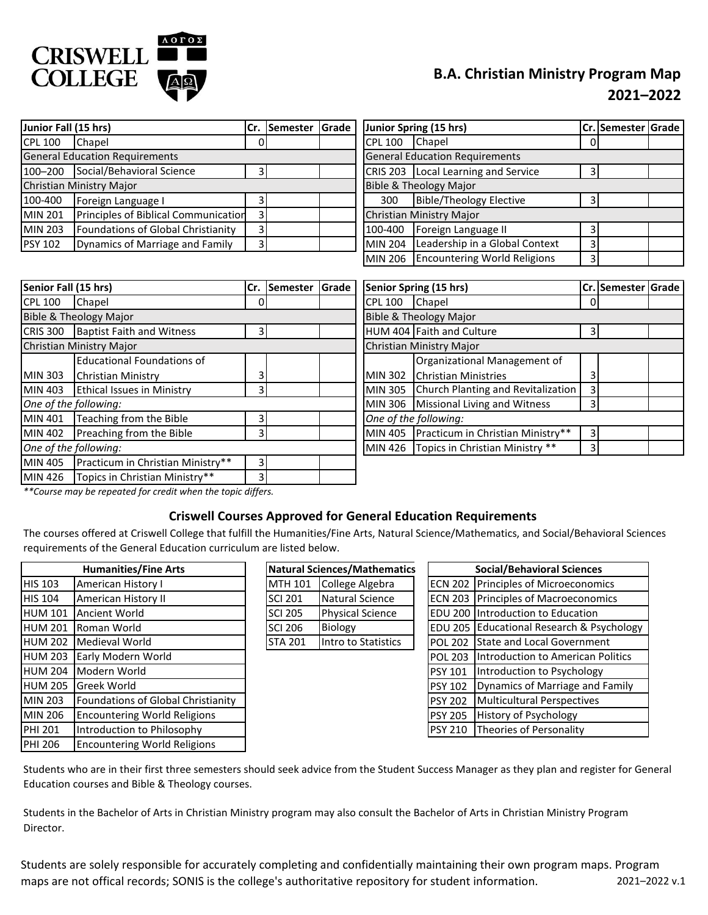CRISWELL COLLEGE

# B.A. Christian Ministry Program Map 2021–2022

| Junior Fall (15 hrs) | | Cr. | Semester | Grade |
|---|---|---|---|---|
| CPL 100 | Chapel | 0 | | |
| General Education Requirements | | | | |
| 100–200 | Social/Behavioral Science | 3 | | |
| Christian Ministry Major | | | | |
| 100-400 | Foreign Language I | 3 | | |
| MIN 201 | Principles of Biblical Communication | 3 | | |
| MIN 203 | Foundations of Global Christianity | 3 | | |
| PSY 102 | Dynamics of Marriage and Family | 3 | | |

| Junior Spring (15 hrs) | | Cr. | Semester | Grade |
|---|---|---|---|---|
| CPL 100 | Chapel | 0 | | |
| General Education Requirements | | | | |
| CRIS 203 | Local Learning and Service | 3 | | |
| Bible & Theology Major | | | | |
| 300 | Bible/Theology Elective | 3 | | |
| Christian Ministry Major | | | | |
| 100-400 | Foreign Language II | 3 | | |
| MIN 204 | Leadership in a Global Context | 3 | | |
| MIN 206 | Encountering World Religions | 3 | | |

| Senior Fall (15 hrs) | | Cr. | Semester | Grade |
|---|---|---|---|---|
| CPL 100 | Chapel | 0 | | |
| Bible & Theology Major | | | | |
| CRIS 300 | Baptist Faith and Witness | 3 | | |
| Christian Ministry Major | | | | |
| MIN 303 | Educational Foundations of Christian Ministry | 3 | | |
| MIN 403 | Ethical Issues in Ministry | 3 | | |
| *One of the following:* | | | | |
| MIN 401 | Teaching from the Bible | 3 | | |
| MIN 402 | Preaching from the Bible | 3 | | |
| *One of the following:* | | | | |
| MIN 405 | Practicum in Christian Ministry** | 3 | | |
| MIN 426 | Topics in Christian Ministry** | 3 | | |

| Senior Spring (15 hrs) | | Cr. | Semester | Grade |
|---|---|---|---|---|
| CPL 100 | Chapel | 0 | | |
| Bible & Theology Major | | | | |
| HUM 404 | Faith and Culture | 3 | | |
| Christian Ministry Major | | | | |
| MIN 302 | Organizational Management of Christian Ministries | 3 | | |
| MIN 305 | Church Planting and Revitalization | 3 | | |
| MIN 306 | Missional Living and Witness | 3 | | |
| *One of the following:* | | | | |
| MIN 405 | Practicum in Christian Ministry** | 3 | | |
| MIN 426 | Topics in Christian Ministry ** | 3 | | |

*\*\*Course may be repeated for credit when the topic differs.*

## Criswell Courses Approved for General Education Requirements

The courses offered at Criswell College that fulfill the Humanities/Fine Arts, Natural Science/Mathematics, and Social/Behavioral Sciences requirements of the General Education curriculum are listed below.

| Humanities/Fine Arts | |
|---|---|
| HIS 103 | American History I |
| HIS 104 | American History II |
| HUM 101 | Ancient World |
| HUM 201 | Roman World |
| HUM 202 | Medieval World |
| HUM 203 | Early Modern World |
| HUM 204 | Modern World |
| HUM 205 | Greek World |
| MIN 203 | Foundations of Global Christianity |
| MIN 206 | Encountering World Religions |
| PHI 201 | Introduction to Philosophy |
| PHI 206 | Encountering World Religions |

| Natural Sciences/Mathematics | |
|---|---|
| MTH 101 | College Algebra |
| SCI 201 | Natural Science |
| SCI 205 | Physical Science |
| SCI 206 | Biology |
| STA 201 | Intro to Statistics |

| Social/Behavioral Sciences | |
|---|---|
| ECN 202 | Principles of Microeconomics |
| ECN 203 | Principles of Macroeconomics |
| EDU 200 | Introduction to Education |
| EDU 205 | Educational Research & Psychology |
| POL 202 | State and Local Government |
| POL 203 | Introduction to American Politics |
| PSY 101 | Introduction to Psychology |
| PSY 102 | Dynamics of Marriage and Family |
| PSY 202 | Multicultural Perspectives |
| PSY 205 | History of Psychology |
| PSY 210 | Theories of Personality |

Students who are in their first three semesters should seek advice from the Student Success Manager as they plan and register for General Education courses and Bible & Theology courses.

Students in the Bachelor of Arts in Christian Ministry program may also consult the Bachelor of Arts in Christian Ministry Program Director.

Students are solely responsible for accurately completing and confidentially maintaining their own program maps. Program maps are not offical records; SONIS is the college's authoritative repository for student information.

2021–2022 v.1